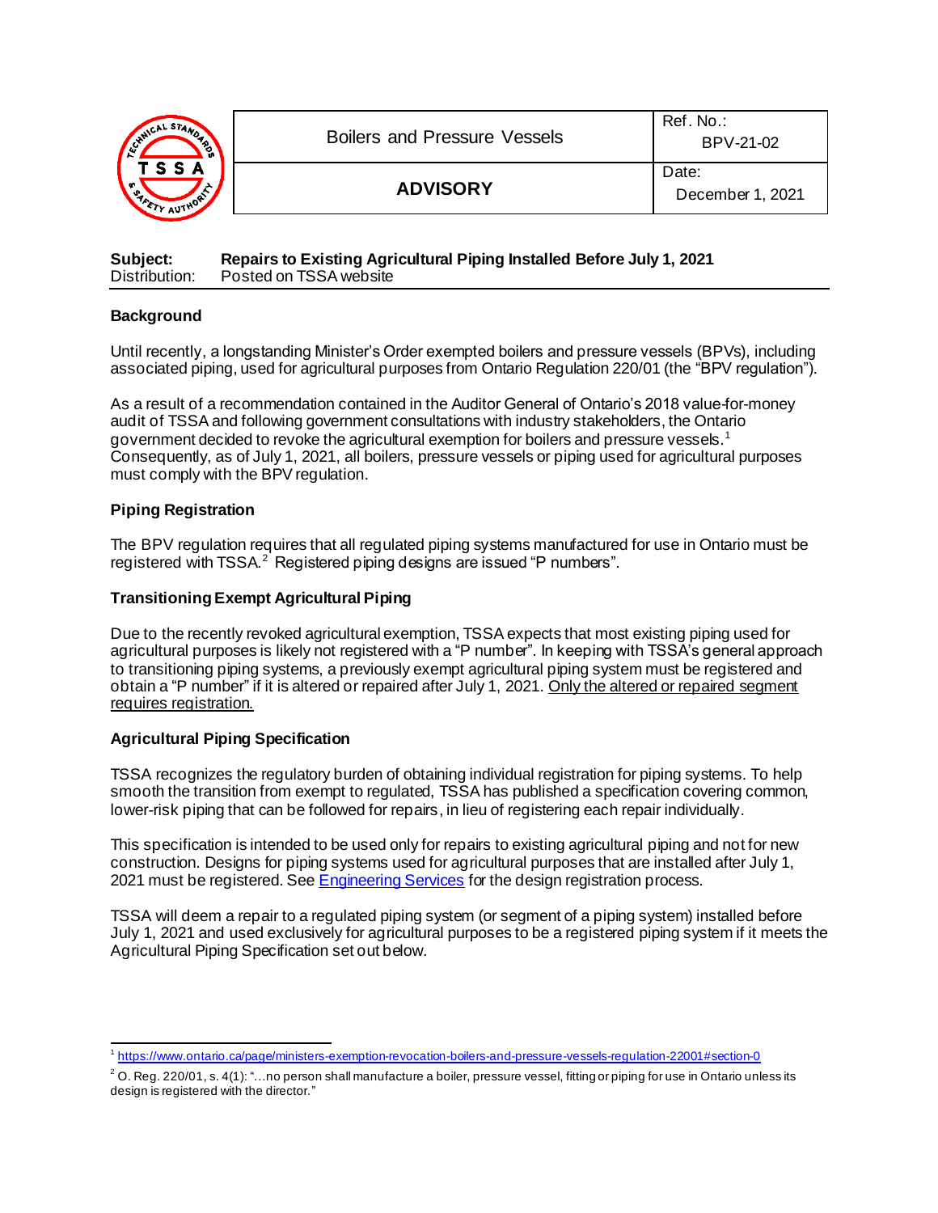| | Boilers and Pressure Vessels | Ref. No.: BPV-21-02 |
|---|---|---|
| | **ADVISORY** | Date: December 1, 2021 |

**Subject:** **Repairs to Existing Agricultural Piping Installed Before July 1, 2021**
Distribution: Posted on TSSA website

### Background

Until recently, a longstanding Minister's Order exempted boilers and pressure vessels (BPVs), including associated piping, used for agricultural purposes from Ontario Regulation 220/01 (the "BPV regulation").

As a result of a recommendation contained in the Auditor General of Ontario's 2018 value-for-money audit of TSSA and following government consultations with industry stakeholders, the Ontario government decided to revoke the agricultural exemption for boilers and pressure vessels.[1] Consequently, as of July 1, 2021, all boilers, pressure vessels or piping used for agricultural purposes must comply with the BPV regulation.

### Piping Registration

The BPV regulation requires that all regulated piping systems manufactured for use in Ontario must be registered with TSSA.[2] Registered piping designs are issued "P numbers".

### Transitioning Exempt Agricultural Piping

Due to the recently revoked agricultural exemption, TSSA expects that most existing piping used for agricultural purposes is likely not registered with a "P number". In keeping with TSSA's general approach to transitioning piping systems, a previously exempt agricultural piping system must be registered and obtain a "P number" if it is altered or repaired after July 1, 2021. <u>Only the altered or repaired segment requires registration.</u>

### Agricultural Piping Specification

TSSA recognizes the regulatory burden of obtaining individual registration for piping systems. To help smooth the transition from exempt to regulated, TSSA has published a specification covering common, lower-risk piping that can be followed for repairs, in lieu of registering each repair individually.

This specification is intended to be used only for repairs to existing agricultural piping and not for new construction. Designs for piping systems used for agricultural purposes that are installed after July 1, 2021 must be registered. See [Engineering Services]() for the design registration process.

TSSA will deem a repair to a regulated piping system (or segment of a piping system) installed before July 1, 2021 and used exclusively for agricultural purposes to be a registered piping system if it meets the Agricultural Piping Specification set out below.

---

[1] https://www.ontario.ca/page/ministers-exemption-revocation-boilers-and-pressure-vessels-regulation-22001#section-0

[2] O. Reg. 220/01, s. 4(1): "…no person shall manufacture a boiler, pressure vessel, fitting or piping for use in Ontario unless its design is registered with the director."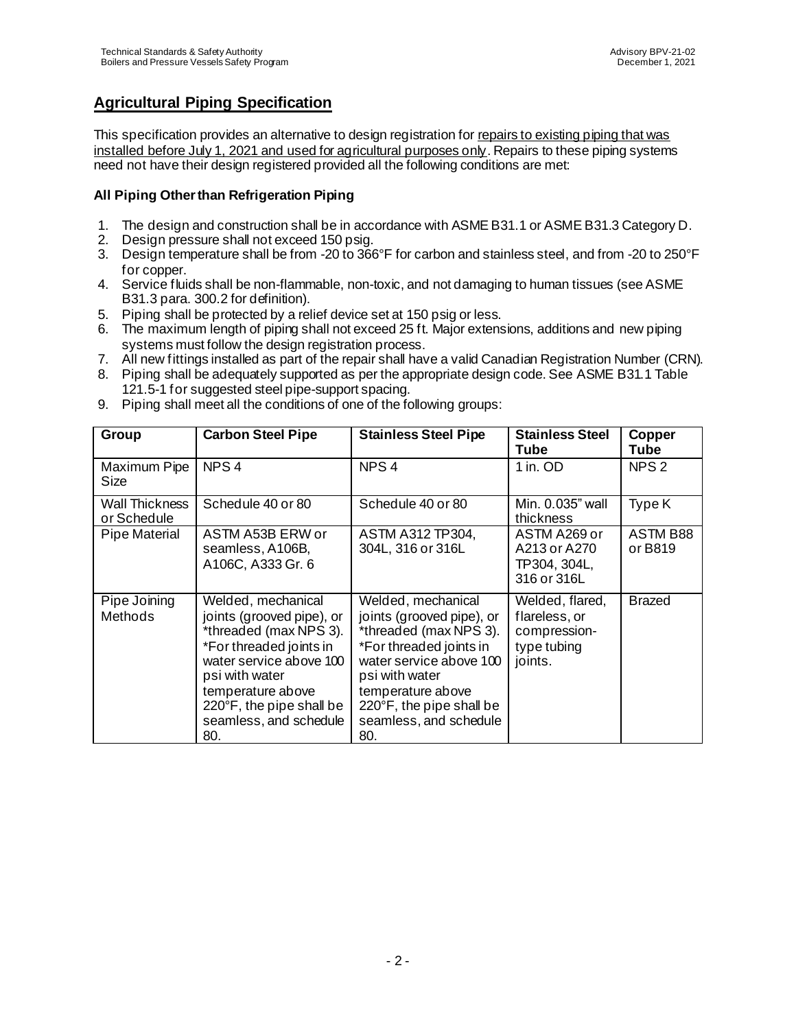## Agricultural Piping Specification

This specification provides an alternative to design registration for repairs to existing piping that was installed before July 1, 2021 and used for agricultural purposes only. Repairs to these piping systems need not have their design registered provided all the following conditions are met:

### All Piping Other than Refrigeration Piping

1. The design and construction shall be in accordance with ASME B31.1 or ASME B31.3 Category D.
2. Design pressure shall not exceed 150 psig.
3. Design temperature shall be from -20 to 366°F for carbon and stainless steel, and from -20 to 250°F for copper.
4. Service fluids shall be non-flammable, non-toxic, and not damaging to human tissues (see ASME B31.3 para. 300.2 for definition).
5. Piping shall be protected by a relief device set at 150 psig or less.
6. The maximum length of piping shall not exceed 25 ft. Major extensions, additions and new piping systems must follow the design registration process.
7. All new fittings installed as part of the repair shall have a valid Canadian Registration Number (CRN).
8. Piping shall be adequately supported as per the appropriate design code. See ASME B31.1 Table 121.5-1 for suggested steel pipe-support spacing.
9. Piping shall meet all the conditions of one of the following groups:

| Group | Carbon Steel Pipe | Stainless Steel Pipe | Stainless Steel Tube | Copper Tube |
|---|---|---|---|---|
| Maximum Pipe Size | NPS 4 | NPS 4 | 1 in. OD | NPS 2 |
| Wall Thickness or Schedule | Schedule 40 or 80 | Schedule 40 or 80 | Min. 0.035" wall thickness | Type K |
| Pipe Material | ASTM A53B ERW or seamless, A106B, A106C, A333 Gr. 6 | ASTM A312 TP304, 304L, 316 or 316L | ASTM A269 or A213 or A270 TP304, 304L, 316 or 316L | ASTM B88 or B819 |
| Pipe Joining Methods | Welded, mechanical joints (grooved pipe), or *threaded (max NPS 3). *For threaded joints in water service above 100 psi with water temperature above 220°F, the pipe shall be seamless, and schedule 80. | Welded, mechanical joints (grooved pipe), or *threaded (max NPS 3). *For threaded joints in water service above 100 psi with water temperature above 220°F, the pipe shall be seamless, and schedule 80. | Welded, flared, flareless, or compression-type tubing joints. | Brazed |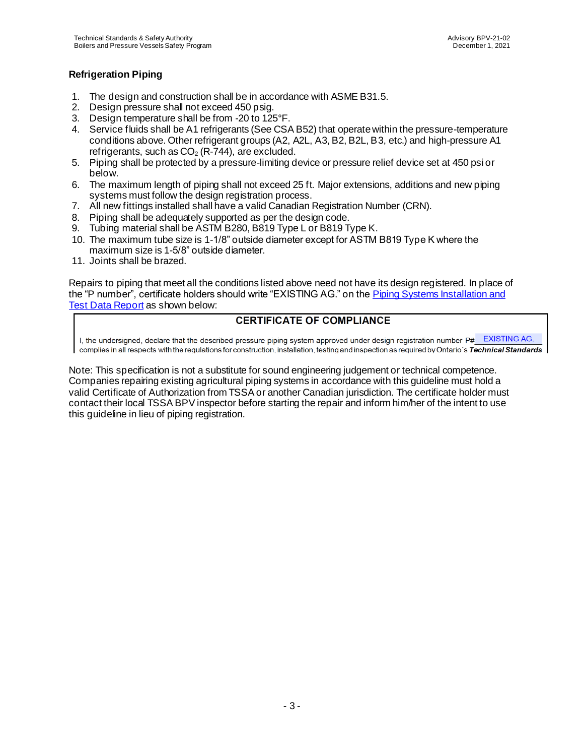### Refrigeration Piping

1. The design and construction shall be in accordance with ASME B31.5.
2. Design pressure shall not exceed 450 psig.
3. Design temperature shall be from -20 to 125°F.
4. Service fluids shall be A1 refrigerants (See CSA B52) that operate within the pressure-temperature conditions above. Other refrigerant groups (A2, A2L, A3, B2, B2L, B3, etc.) and high-pressure A1 refrigerants, such as $CO_2$ (R-744), are excluded.
5. Piping shall be protected by a pressure-limiting device or pressure relief device set at 450 psi or below.
6. The maximum length of piping shall not exceed 25 ft. Major extensions, additions and new piping systems must follow the design registration process.
7. All new fittings installed shall have a valid Canadian Registration Number (CRN).
8. Piping shall be adequately supported as per the design code.
9. Tubing material shall be ASTM B280, B819 Type L or B819 Type K.
10. The maximum tube size is 1-1/8" outside diameter except for ASTM B819 Type K where the maximum size is 1-5/8" outside diameter.
11. Joints shall be brazed.

Repairs to piping that meet all the conditions listed above need not have its design registered. In place of the "P number", certificate holders should write "EXISTING AG." on the Piping Systems Installation and Test Data Report as shown below:

**CERTIFICATE OF COMPLIANCE**

I, the undersigned, declare that the described pressure piping system approved under design registration number P# EXISTING AG. complies in all respects with the regulations for construction, installation, testing and inspection as required by Ontario´s ***Technical Standards***

Note: This specification is not a substitute for sound engineering judgement or technical competence. Companies repairing existing agricultural piping systems in accordance with this guideline must hold a valid Certificate of Authorization from TSSA or another Canadian jurisdiction. The certificate holder must contact their local TSSA BPV inspector before starting the repair and inform him/her of the intent to use this guideline in lieu of piping registration.